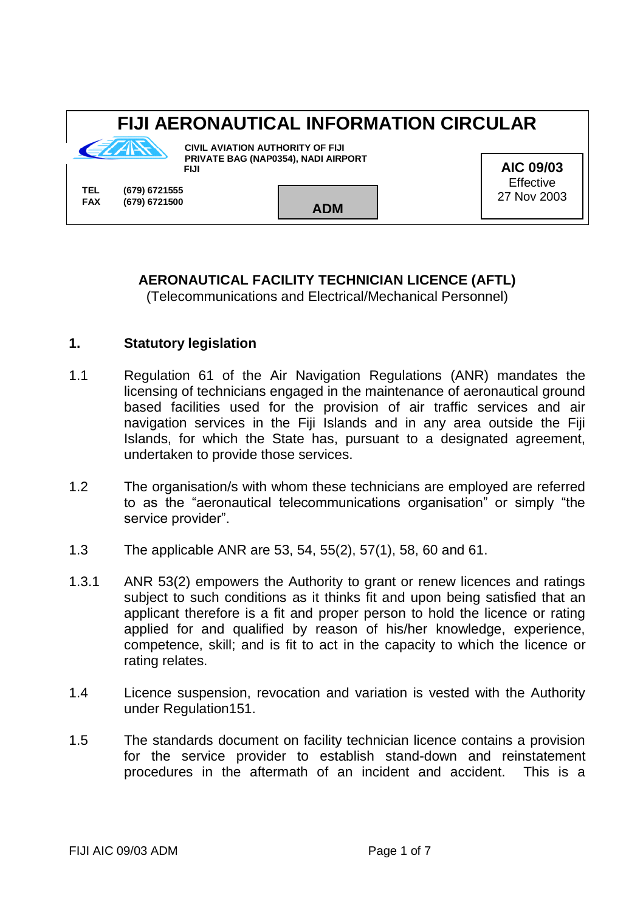# FIJI AERONAUTICAL INFORMATION CIRCULAR

**CIVIL AVIATION AUTHORITY OF FIJI**
**PRIVATE BAG (NAP0354), NADI AIRPORT**
**FIJI**

**TEL** (679) 6721555
**FAX** (679) 6721500

**ADM**

**AIC 09/03**
Effective
27 Nov 2003

## AERONAUTICAL FACILITY TECHNICIAN LICENCE (AFTL)

(Telecommunications and Electrical/Mechanical Personnel)

### 1. Statutory legislation

1.1 Regulation 61 of the Air Navigation Regulations (ANR) mandates the licensing of technicians engaged in the maintenance of aeronautical ground based facilities used for the provision of air traffic services and air navigation services in the Fiji Islands and in any area outside the Fiji Islands, for which the State has, pursuant to a designated agreement, undertaken to provide those services.

1.2 The organisation/s with whom these technicians are employed are referred to as the "aeronautical telecommunications organisation" or simply "the service provider".

1.3 The applicable ANR are 53, 54, 55(2), 57(1), 58, 60 and 61.

1.3.1 ANR 53(2) empowers the Authority to grant or renew licences and ratings subject to such conditions as it thinks fit and upon being satisfied that an applicant therefore is a fit and proper person to hold the licence or rating applied for and qualified by reason of his/her knowledge, experience, competence, skill; and is fit to act in the capacity to which the licence or rating relates.

1.4 Licence suspension, revocation and variation is vested with the Authority under Regulation151.

1.5 The standards document on facility technician licence contains a provision for the service provider to establish stand-down and reinstatement procedures in the aftermath of an incident and accident. This is a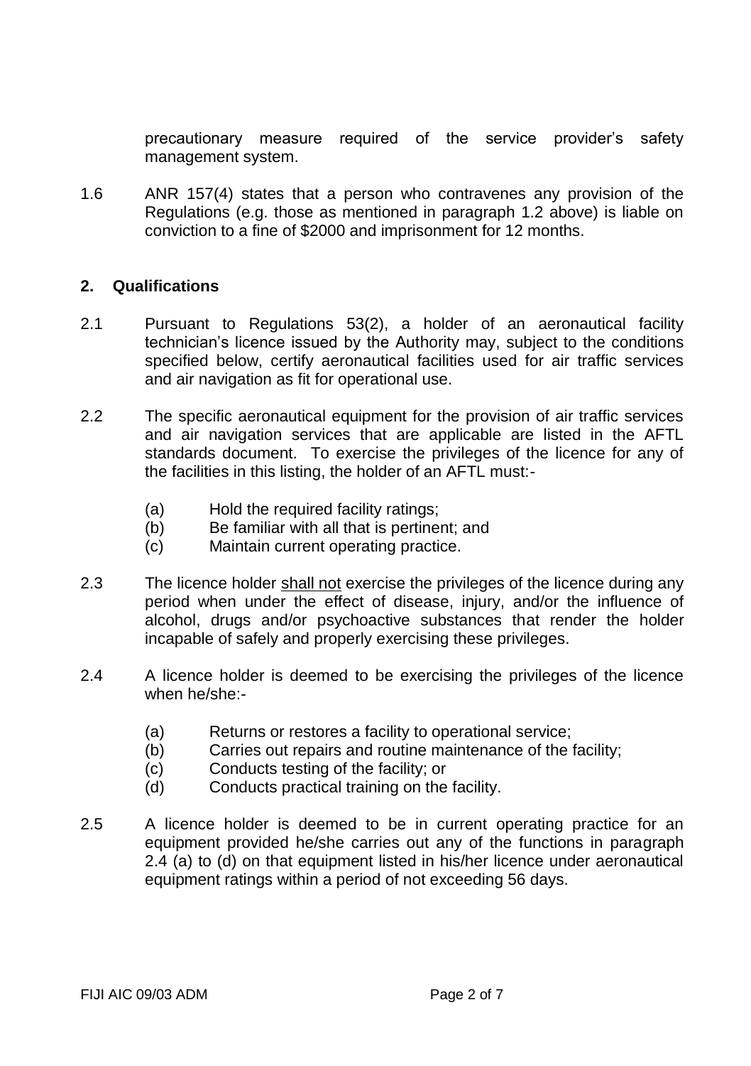precautionary measure required of the service provider's safety management system.

1.6 ANR 157(4) states that a person who contravenes any provision of the Regulations (e.g. those as mentioned in paragraph 1.2 above) is liable on conviction to a fine of $2000 and imprisonment for 12 months.

## 2. Qualifications

2.1 Pursuant to Regulations 53(2), a holder of an aeronautical facility technician's licence issued by the Authority may, subject to the conditions specified below, certify aeronautical facilities used for air traffic services and air navigation as fit for operational use.

2.2 The specific aeronautical equipment for the provision of air traffic services and air navigation services that are applicable are listed in the AFTL standards document. To exercise the privileges of the licence for any of the facilities in this listing, the holder of an AFTL must:-

- (a) Hold the required facility ratings;
- (b) Be familiar with all that is pertinent; and
- (c) Maintain current operating practice.

2.3 The licence holder <u>shall not</u> exercise the privileges of the licence during any period when under the effect of disease, injury, and/or the influence of alcohol, drugs and/or psychoactive substances that render the holder incapable of safely and properly exercising these privileges.

2.4 A licence holder is deemed to be exercising the privileges of the licence when he/she:-

- (a) Returns or restores a facility to operational service;
- (b) Carries out repairs and routine maintenance of the facility;
- (c) Conducts testing of the facility; or
- (d) Conducts practical training on the facility.

2.5 A licence holder is deemed to be in current operating practice for an equipment provided he/she carries out any of the functions in paragraph 2.4 (a) to (d) on that equipment listed in his/her licence under aeronautical equipment ratings within a period of not exceeding 56 days.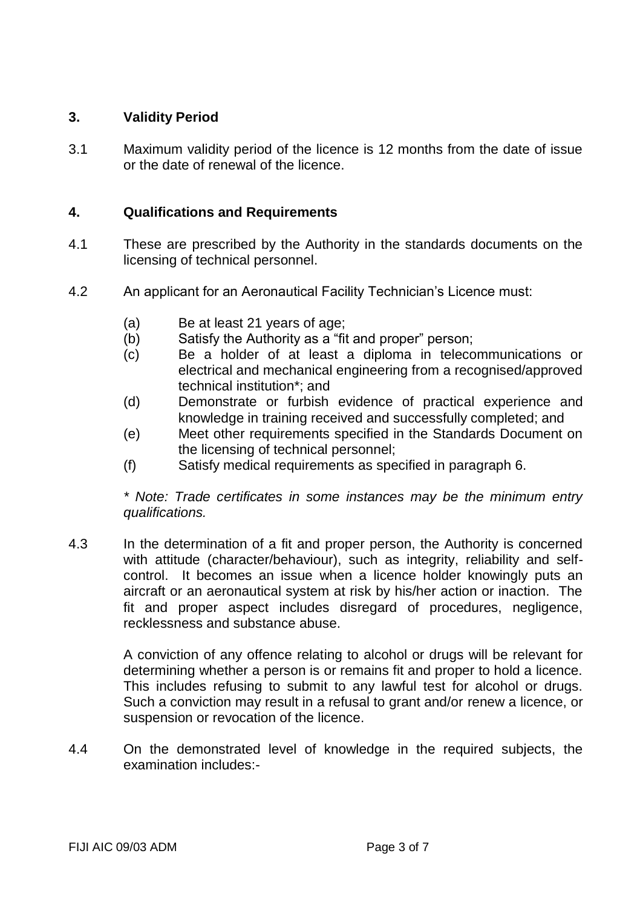## 3. Validity Period

3.1 Maximum validity period of the licence is 12 months from the date of issue or the date of renewal of the licence.

## 4. Qualifications and Requirements

4.1 These are prescribed by the Authority in the standards documents on the licensing of technical personnel.

4.2 An applicant for an Aeronautical Facility Technician's Licence must:

(a) Be at least 21 years of age;
(b) Satisfy the Authority as a "fit and proper" person;
(c) Be a holder of at least a diploma in telecommunications or electrical and mechanical engineering from a recognised/approved technical institution*; and
(d) Demonstrate or furbish evidence of practical experience and knowledge in training received and successfully completed; and
(e) Meet other requirements specified in the Standards Document on the licensing of technical personnel;
(f) Satisfy medical requirements as specified in paragraph 6.

*\* Note: Trade certificates in some instances may be the minimum entry qualifications.*

4.3 In the determination of a fit and proper person, the Authority is concerned with attitude (character/behaviour), such as integrity, reliability and self-control. It becomes an issue when a licence holder knowingly puts an aircraft or an aeronautical system at risk by his/her action or inaction. The fit and proper aspect includes disregard of procedures, negligence, recklessness and substance abuse.

A conviction of any offence relating to alcohol or drugs will be relevant for determining whether a person is or remains fit and proper to hold a licence. This includes refusing to submit to any lawful test for alcohol or drugs. Such a conviction may result in a refusal to grant and/or renew a licence, or suspension or revocation of the licence.

4.4 On the demonstrated level of knowledge in the required subjects, the examination includes:-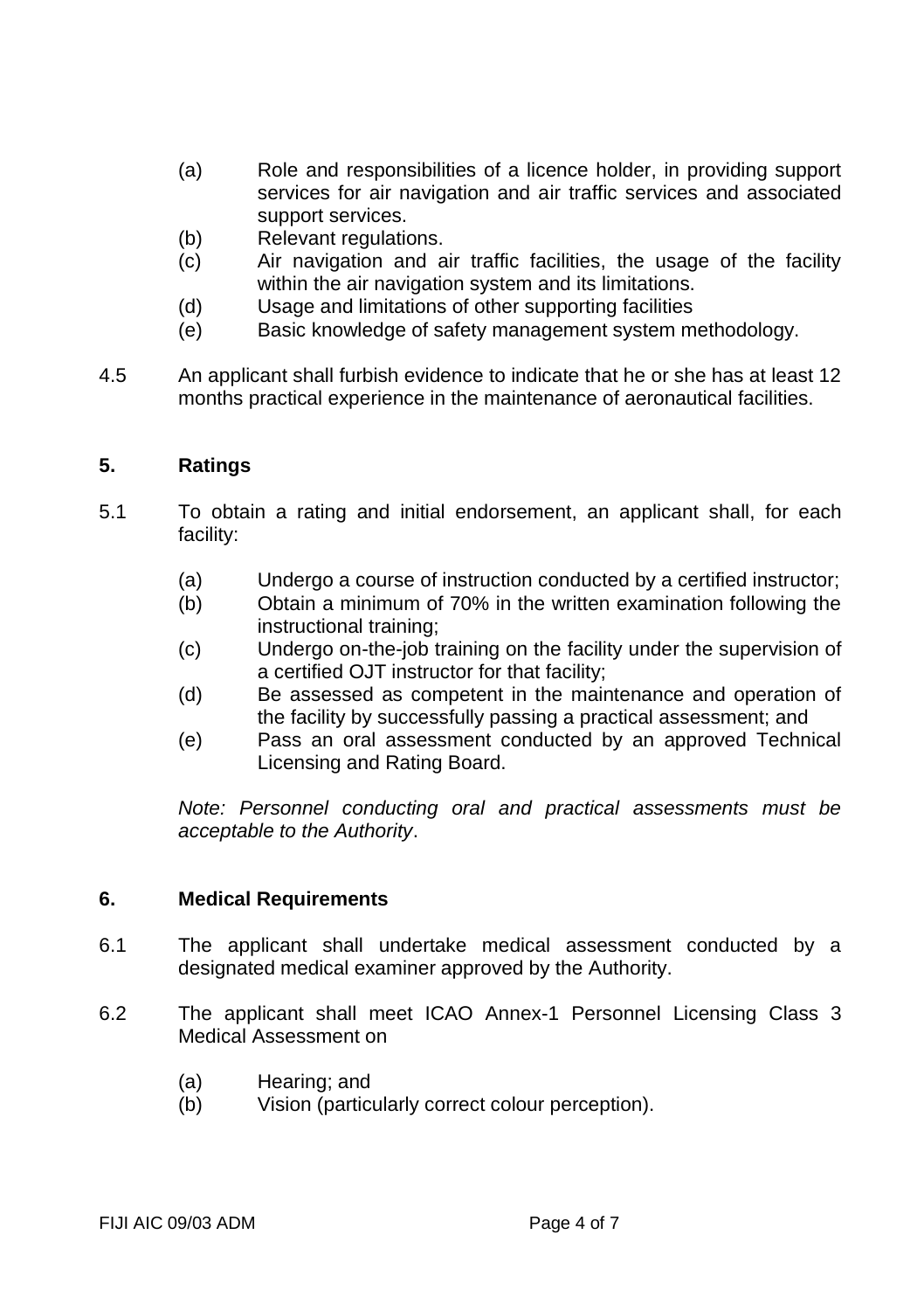(a) Role and responsibilities of a licence holder, in providing support services for air navigation and air traffic services and associated support services.
(b) Relevant regulations.
(c) Air navigation and air traffic facilities, the usage of the facility within the air navigation system and its limitations.
(d) Usage and limitations of other supporting facilities
(e) Basic knowledge of safety management system methodology.

4.5 An applicant shall furbish evidence to indicate that he or she has at least 12 months practical experience in the maintenance of aeronautical facilities.

## 5. Ratings

5.1 To obtain a rating and initial endorsement, an applicant shall, for each facility:

(a) Undergo a course of instruction conducted by a certified instructor;
(b) Obtain a minimum of 70% in the written examination following the instructional training;
(c) Undergo on-the-job training on the facility under the supervision of a certified OJT instructor for that facility;
(d) Be assessed as competent in the maintenance and operation of the facility by successfully passing a practical assessment; and
(e) Pass an oral assessment conducted by an approved Technical Licensing and Rating Board.

*Note: Personnel conducting oral and practical assessments must be acceptable to the Authority*.

## 6. Medical Requirements

6.1 The applicant shall undertake medical assessment conducted by a designated medical examiner approved by the Authority.

6.2 The applicant shall meet ICAO Annex-1 Personnel Licensing Class 3 Medical Assessment on

(a) Hearing; and
(b) Vision (particularly correct colour perception).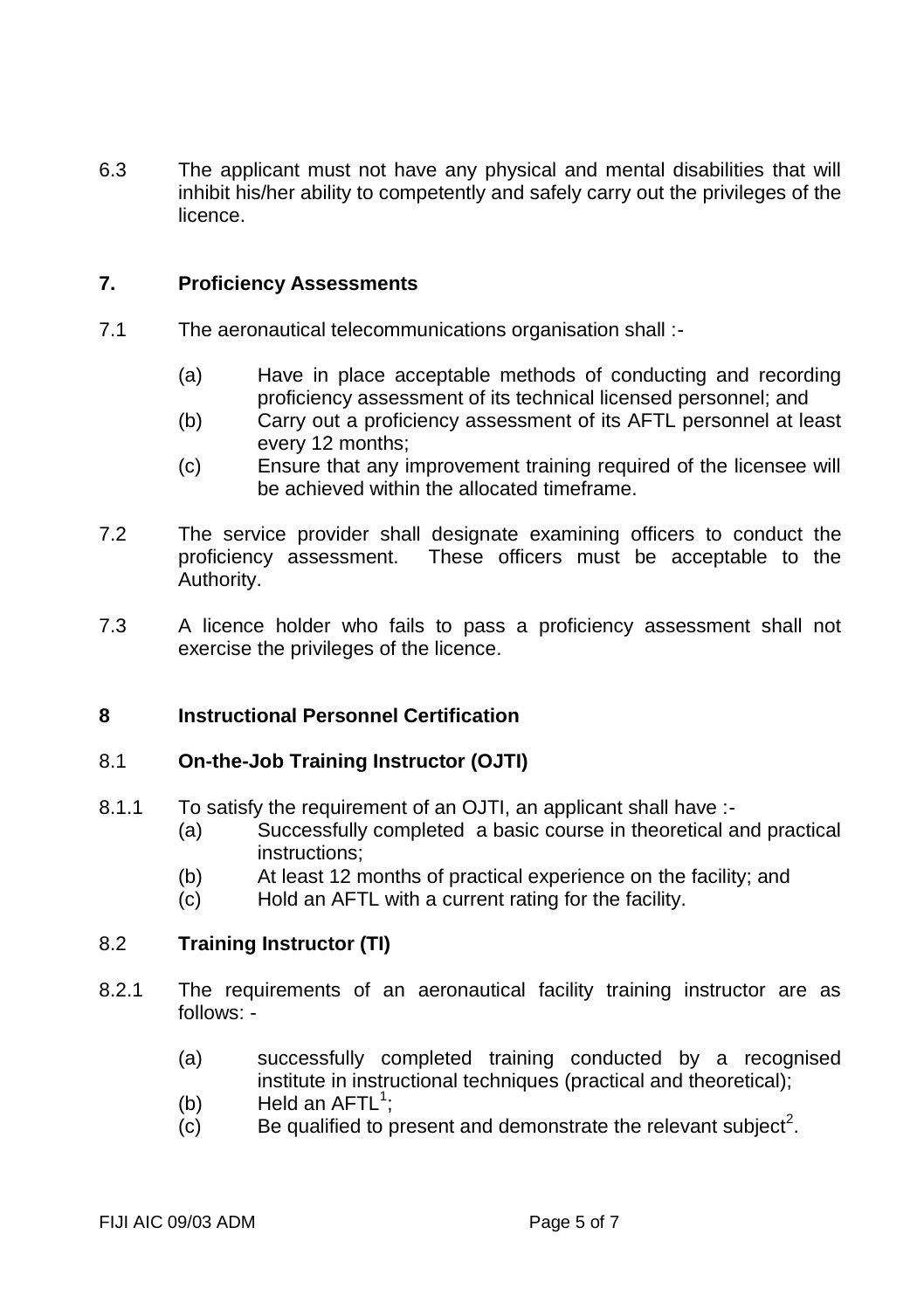6.3 The applicant must not have any physical and mental disabilities that will inhibit his/her ability to competently and safely carry out the privileges of the licence.

## 7. Proficiency Assessments

7.1 The aeronautical telecommunications organisation shall :-

- (a) Have in place acceptable methods of conducting and recording proficiency assessment of its technical licensed personnel; and
- (b) Carry out a proficiency assessment of its AFTL personnel at least every 12 months;
- (c) Ensure that any improvement training required of the licensee will be achieved within the allocated timeframe.

7.2 The service provider shall designate examining officers to conduct the proficiency assessment. These officers must be acceptable to the Authority.

7.3 A licence holder who fails to pass a proficiency assessment shall not exercise the privileges of the licence.

## 8 Instructional Personnel Certification

### 8.1 On-the-Job Training Instructor (OJTI)

8.1.1 To satisfy the requirement of an OJTI, an applicant shall have :-

- (a) Successfully completed a basic course in theoretical and practical instructions;
- (b) At least 12 months of practical experience on the facility; and
- (c) Hold an AFTL with a current rating for the facility.

### 8.2 Training Instructor (TI)

8.2.1 The requirements of an aeronautical facility training instructor are as follows: -

- (a) successfully completed training conducted by a recognised institute in instructional techniques (practical and theoretical);
- (b) Held an AFTL[1];
- (c) Be qualified to present and demonstrate the relevant subject[2].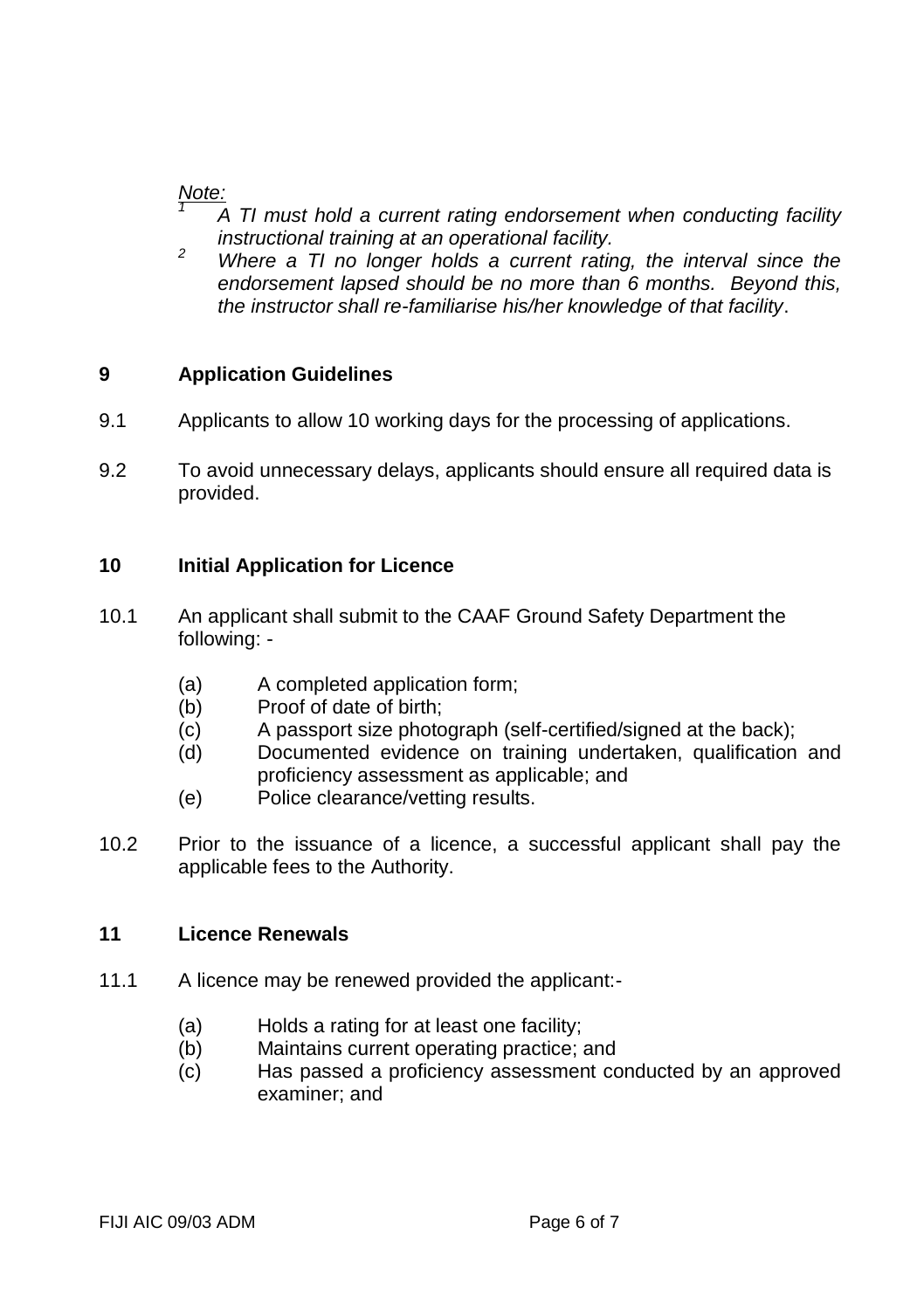*Note:*

[1] *A TI must hold a current rating endorsement when conducting facility instructional training at an operational facility.*

[2] *Where a TI no longer holds a current rating, the interval since the endorsement lapsed should be no more than 6 months. Beyond this, the instructor shall re-familiarise his/her knowledge of that facility*.

## 9 Application Guidelines

9.1 Applicants to allow 10 working days for the processing of applications.

9.2 To avoid unnecessary delays, applicants should ensure all required data is provided.

## 10 Initial Application for Licence

10.1 An applicant shall submit to the CAAF Ground Safety Department the following: -

(a) A completed application form;
(b) Proof of date of birth;
(c) A passport size photograph (self-certified/signed at the back);
(d) Documented evidence on training undertaken, qualification and proficiency assessment as applicable; and
(e) Police clearance/vetting results.

10.2 Prior to the issuance of a licence, a successful applicant shall pay the applicable fees to the Authority.

## 11 Licence Renewals

11.1 A licence may be renewed provided the applicant:-

(a) Holds a rating for at least one facility;
(b) Maintains current operating practice; and
(c) Has passed a proficiency assessment conducted by an approved examiner; and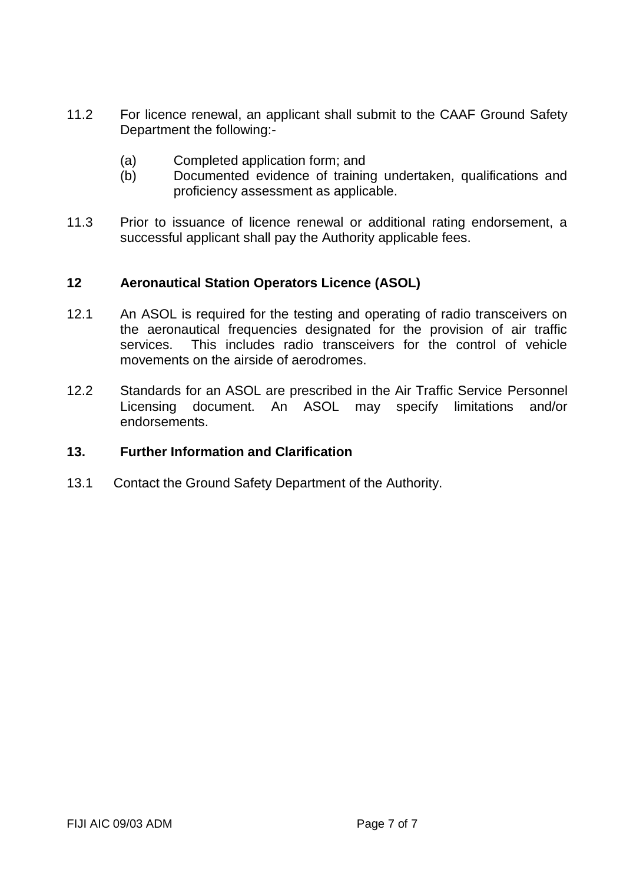11.2 For licence renewal, an applicant shall submit to the CAAF Ground Safety Department the following:-

(a) Completed application form; and
(b) Documented evidence of training undertaken, qualifications and proficiency assessment as applicable.

11.3 Prior to issuance of licence renewal or additional rating endorsement, a successful applicant shall pay the Authority applicable fees.

## 12 Aeronautical Station Operators Licence (ASOL)

12.1 An ASOL is required for the testing and operating of radio transceivers on the aeronautical frequencies designated for the provision of air traffic services. This includes radio transceivers for the control of vehicle movements on the airside of aerodromes.

12.2 Standards for an ASOL are prescribed in the Air Traffic Service Personnel Licensing document. An ASOL may specify limitations and/or endorsements.

## 13. Further Information and Clarification

13.1 Contact the Ground Safety Department of the Authority.